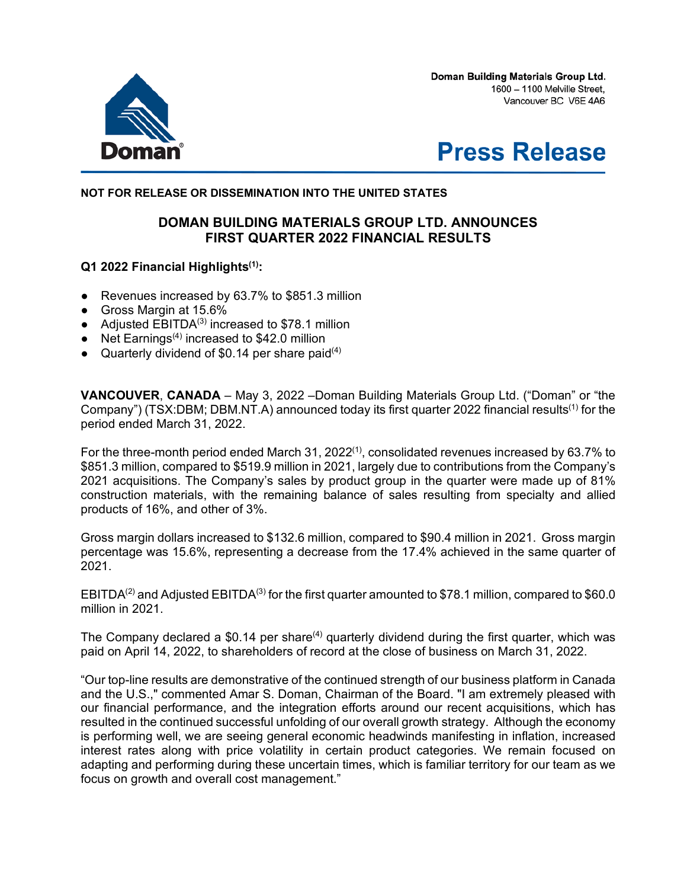Doman Building Materials Group Ltd.
1600 – 1100 Melville Street,
Vancouver BC V6E 4A6

# Press Release

**NOT FOR RELEASE OR DISSEMINATION INTO THE UNITED STATES**

## DOMAN BUILDING MATERIALS GROUP LTD. ANNOUNCES FIRST QUARTER 2022 FINANCIAL RESULTS

**Q1 2022 Financial Highlights[1]:**

- Revenues increased by 63.7% to $851.3 million
- Gross Margin at 15.6%
- Adjusted EBITDA[3] increased to $78.1 million
- Net Earnings[4] increased to $42.0 million
- Quarterly dividend of $0.14 per share paid[4]

**VANCOUVER**, **CANADA** – May 3, 2022 –Doman Building Materials Group Ltd. ("Doman" or "the Company") (TSX:DBM; DBM.NT.A) announced today its first quarter 2022 financial results[1] for the period ended March 31, 2022.

For the three-month period ended March 31, 2022[1], consolidated revenues increased by 63.7% to $851.3 million, compared to $519.9 million in 2021, largely due to contributions from the Company's 2021 acquisitions. The Company's sales by product group in the quarter were made up of 81% construction materials, with the remaining balance of sales resulting from specialty and allied products of 16%, and other of 3%.

Gross margin dollars increased to $132.6 million, compared to $90.4 million in 2021. Gross margin percentage was 15.6%, representing a decrease from the 17.4% achieved in the same quarter of 2021.

EBITDA[2] and Adjusted EBITDA[3] for the first quarter amounted to $78.1 million, compared to $60.0 million in 2021.

The Company declared a $0.14 per share[4] quarterly dividend during the first quarter, which was paid on April 14, 2022, to shareholders of record at the close of business on March 31, 2022.

"Our top-line results are demonstrative of the continued strength of our business platform in Canada and the U.S.," commented Amar S. Doman, Chairman of the Board. "I am extremely pleased with our financial performance, and the integration efforts around our recent acquisitions, which has resulted in the continued successful unfolding of our overall growth strategy. Although the economy is performing well, we are seeing general economic headwinds manifesting in inflation, increased interest rates along with price volatility in certain product categories. We remain focused on adapting and performing during these uncertain times, which is familiar territory for our team as we focus on growth and overall cost management."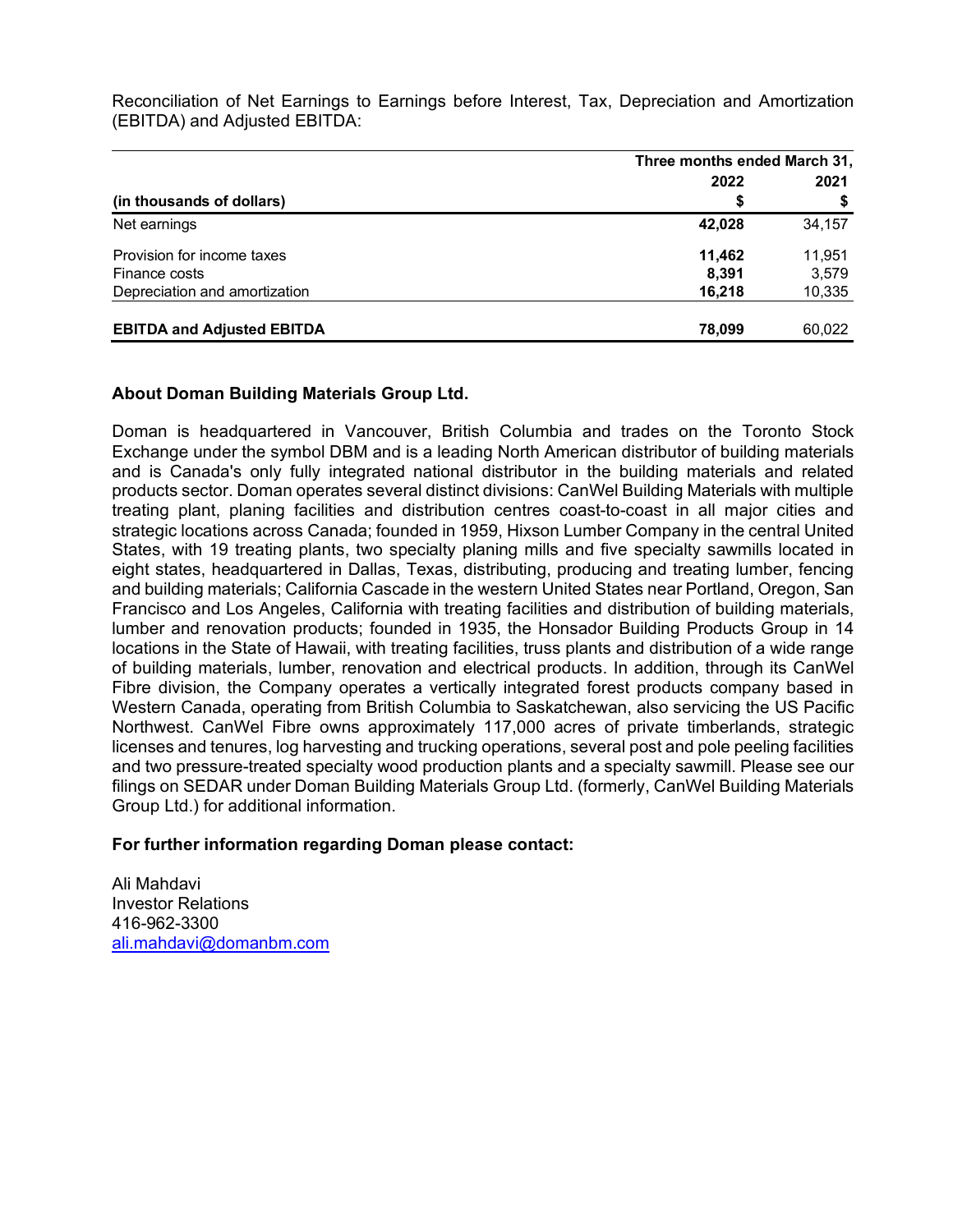Reconciliation of Net Earnings to Earnings before Interest, Tax, Depreciation and Amortization (EBITDA) and Adjusted EBITDA:

| | Three months ended March 31, | |
|---|---|---|
| | **2022** | **2021** |
| **(in thousands of dollars)** | **$** | **$** |
| Net earnings | **42,028** | 34,157 |
| Provision for income taxes | **11,462** | 11,951 |
| Finance costs | **8,391** | 3,579 |
| Depreciation and amortization | **16,218** | 10,335 |
| **EBITDA and Adjusted EBITDA** | **78,099** | 60,022 |

**About Doman Building Materials Group Ltd.**

Doman is headquartered in Vancouver, British Columbia and trades on the Toronto Stock Exchange under the symbol DBM and is a leading North American distributor of building materials and is Canada's only fully integrated national distributor in the building materials and related products sector. Doman operates several distinct divisions: CanWel Building Materials with multiple treating plant, planing facilities and distribution centres coast-to-coast in all major cities and strategic locations across Canada; founded in 1959, Hixson Lumber Company in the central United States, with 19 treating plants, two specialty planing mills and five specialty sawmills located in eight states, headquartered in Dallas, Texas, distributing, producing and treating lumber, fencing and building materials; California Cascade in the western United States near Portland, Oregon, San Francisco and Los Angeles, California with treating facilities and distribution of building materials, lumber and renovation products; founded in 1935, the Honsador Building Products Group in 14 locations in the State of Hawaii, with treating facilities, truss plants and distribution of a wide range of building materials, lumber, renovation and electrical products. In addition, through its CanWel Fibre division, the Company operates a vertically integrated forest products company based in Western Canada, operating from British Columbia to Saskatchewan, also servicing the US Pacific Northwest. CanWel Fibre owns approximately 117,000 acres of private timberlands, strategic licenses and tenures, log harvesting and trucking operations, several post and pole peeling facilities and two pressure-treated specialty wood production plants and a specialty sawmill. Please see our filings on SEDAR under Doman Building Materials Group Ltd. (formerly, CanWel Building Materials Group Ltd.) for additional information.

**For further information regarding Doman please contact:**

Ali Mahdavi
Investor Relations
416-962-3300
ali.mahdavi@domanbm.com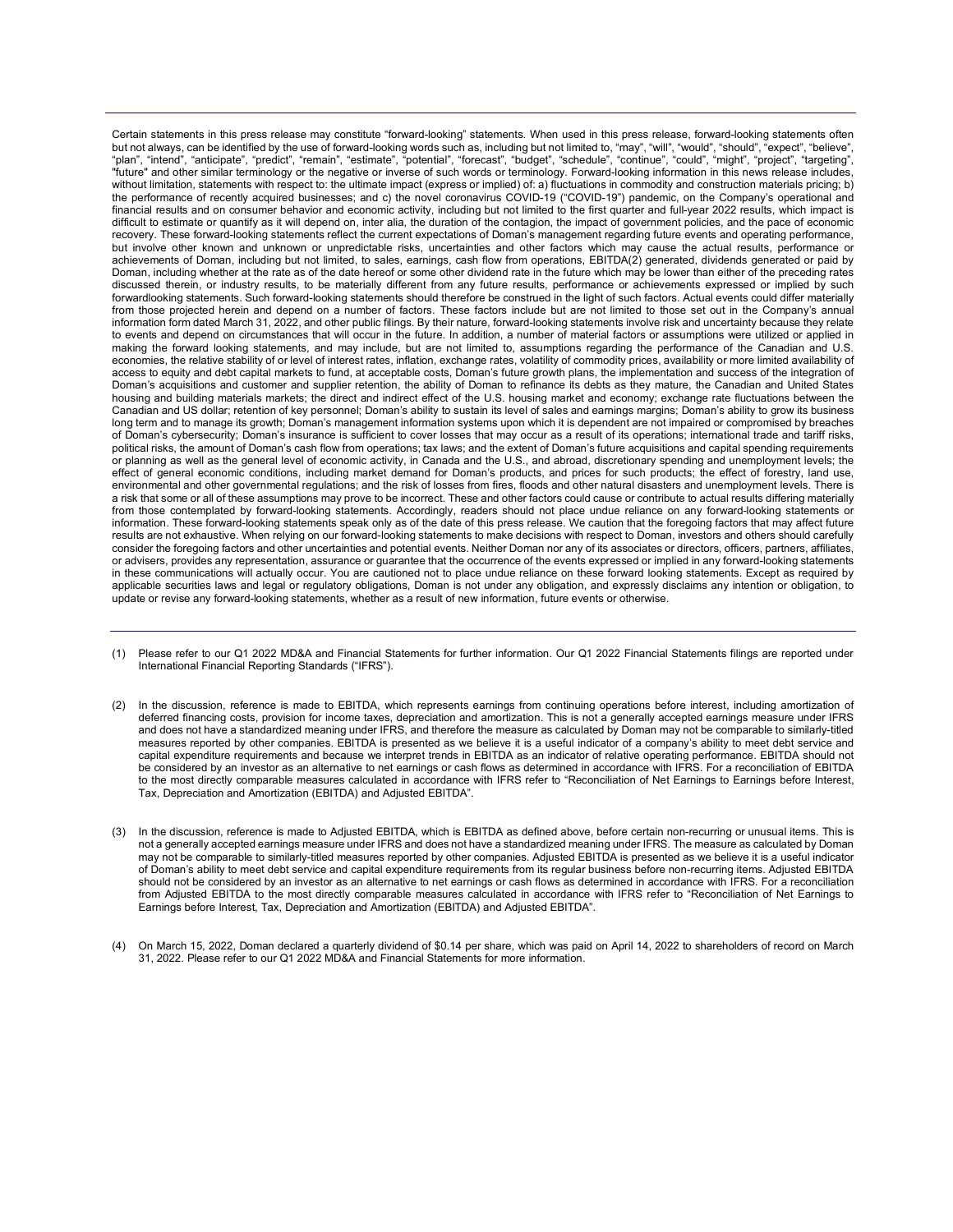Certain statements in this press release may constitute "forward-looking" statements. When used in this press release, forward-looking statements often but not always, can be identified by the use of forward-looking words such as, including but not limited to, "may", "will", "would", "should", "expect", "believe", "plan", "intend", "anticipate", "predict", "remain", "estimate", "potential", "forecast", "budget", "schedule", "continue", "could", "might", "project", "targeting", "future" and other similar terminology or the negative or inverse of such words or terminology. Forward-looking information in this news release includes, without limitation, statements with respect to: the ultimate impact (express or implied) of: a) fluctuations in commodity and construction materials pricing; b) the performance of recently acquired businesses; and c) the novel coronavirus COVID-19 ("COVID-19") pandemic, on the Company's operational and financial results and on consumer behavior and economic activity, including but not limited to the first quarter and full-year 2022 results, which impact is difficult to estimate or quantify as it will depend on, inter alia, the duration of the contagion, the impact of government policies, and the pace of economic recovery. These forward-looking statements reflect the current expectations of Doman's management regarding future events and operating performance, but involve other known and unknown or unpredictable risks, uncertainties and other factors which may cause the actual results, performance or achievements of Doman, including but not limited to, sales, earnings, cash flow from operations, EBITDA(2) generated, dividends generated or paid by Doman, including whether at the rate as of the date hereof or some other dividend rate in the future which may be lower than either of the preceding rates discussed therein, or industry results, to be materially different from any future results, performance or achievements expressed or implied by such forwardlooking statements. Such forward-looking statements should therefore be construed in the light of such factors. Actual events could differ materially from those projected herein and depend on a number of factors. These factors include but are not limited to those set out in the Company's annual information form dated March 31, 2022, and other public filings. By their nature, forward-looking statements involve risk and uncertainty because they relate to events and depend on circumstances that will occur in the future. In addition, a number of material factors or assumptions were utilized or applied in making the forward looking statements, and may include, but are not limited to, assumptions regarding the performance of the Canadian and U.S. economies, the relative stability of or level of interest rates, inflation, exchange rates, volatility of commodity prices, availability or more limited availability of access to equity and debt capital markets to fund, at acceptable costs, Doman's future growth plans, the implementation and success of the integration of Doman's acquisitions and customer and supplier retention, the ability of Doman to refinance its debts as they mature, the Canadian and United States housing and building materials markets; the direct and indirect effect of the U.S. housing market and economy; exchange rate fluctuations between the Canadian and US dollar; retention of key personnel; Doman's ability to sustain its level of sales and earnings margins; Doman's ability to grow its business long term and to manage its growth; Doman's management information systems upon which it is dependent are not impaired or compromised by breaches of Doman's cybersecurity; Doman's insurance is sufficient to cover losses that may occur as a result of its operations; international trade and tariff risks, political risks, the amount of Doman's cash flow from operations; tax laws; and the extent of Doman's future acquisitions and capital spending requirements or planning as well as the general level of economic activity, in Canada and the U.S., and abroad, discretionary spending and unemployment levels; the effect of general economic conditions, including market demand for Doman's products, and prices for such products; the effect of forestry, land use, environmental and other governmental regulations; and the risk of losses from fires, floods and other natural disasters and unemployment levels. There is a risk that some or all of these assumptions may prove to be incorrect. These and other factors could cause or contribute to actual results differing materially from those contemplated by forward-looking statements. Accordingly, readers should not place undue reliance on any forward-looking statements or information. These forward-looking statements speak only as of the date of this press release. We caution that the foregoing factors that may affect future results are not exhaustive. When relying on our forward-looking statements to make decisions with respect to Doman, investors and others should carefully consider the foregoing factors and other uncertainties and potential events. Neither Doman nor any of its associates or directors, officers, partners, affiliates, or advisers, provides any representation, assurance or guarantee that the occurrence of the events expressed or implied in any forward-looking statements in these communications will actually occur. You are cautioned not to place undue reliance on these forward looking statements. Except as required by applicable securities laws and legal or regulatory obligations, Doman is not under any obligation, and expressly disclaims any intention or obligation, to update or revise any forward-looking statements, whether as a result of new information, future events or otherwise.

---

(1) Please refer to our Q1 2022 MD&A and Financial Statements for further information. Our Q1 2022 Financial Statements filings are reported under International Financial Reporting Standards ("IFRS").

(2) In the discussion, reference is made to EBITDA, which represents earnings from continuing operations before interest, including amortization of deferred financing costs, provision for income taxes, depreciation and amortization. This is not a generally accepted earnings measure under IFRS and does not have a standardized meaning under IFRS, and therefore the measure as calculated by Doman may not be comparable to similarly-titled measures reported by other companies. EBITDA is presented as we believe it is a useful indicator of a company's ability to meet debt service and capital expenditure requirements and because we interpret trends in EBITDA as an indicator of relative operating performance. EBITDA should not be considered by an investor as an alternative to net earnings or cash flows as determined in accordance with IFRS. For a reconciliation of EBITDA to the most directly comparable measures calculated in accordance with IFRS refer to "Reconciliation of Net Earnings to Earnings before Interest, Tax, Depreciation and Amortization (EBITDA) and Adjusted EBITDA".

(3) In the discussion, reference is made to Adjusted EBITDA, which is EBITDA as defined above, before certain non-recurring or unusual items. This is not a generally accepted earnings measure under IFRS and does not have a standardized meaning under IFRS. The measure as calculated by Doman may not be comparable to similarly-titled measures reported by other companies. Adjusted EBITDA is presented as we believe it is a useful indicator of Doman's ability to meet debt service and capital expenditure requirements from its regular business before non-recurring items. Adjusted EBITDA should not be considered by an investor as an alternative to net earnings or cash flows as determined in accordance with IFRS. For a reconciliation from Adjusted EBITDA to the most directly comparable measures calculated in accordance with IFRS refer to "Reconciliation of Net Earnings to Earnings before Interest, Tax, Depreciation and Amortization (EBITDA) and Adjusted EBITDA".

(4) On March 15, 2022, Doman declared a quarterly dividend of $0.14 per share, which was paid on April 14, 2022 to shareholders of record on March 31, 2022. Please refer to our Q1 2022 MD&A and Financial Statements for more information.